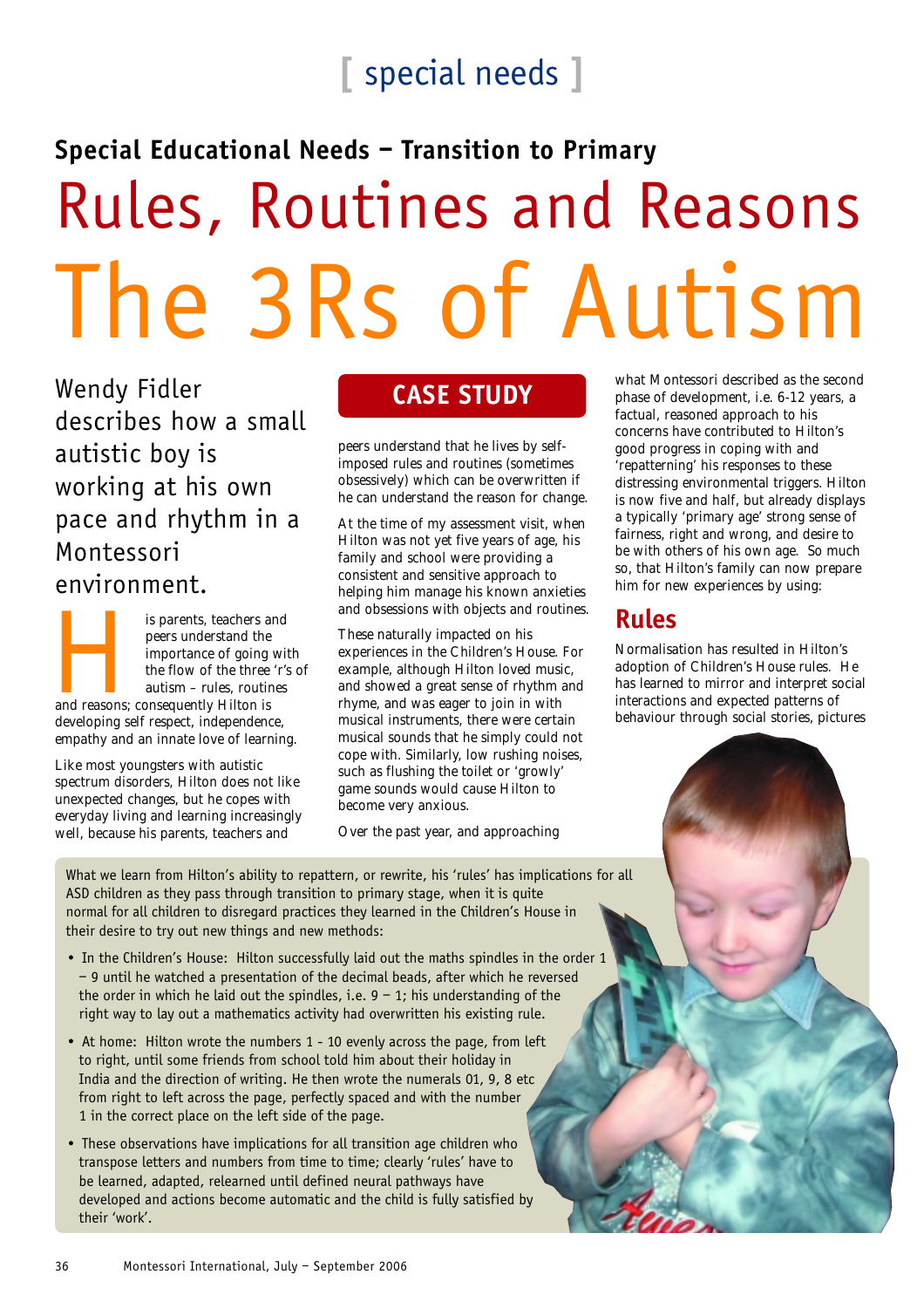[ special needs ]

## Special Educational Needs – Transition to Primary

# Rules, Routines and Reasons
# The 3Rs of Autism

Wendy Fidler describes how a small autistic boy is working at his own pace and rhythm in a Montessori environment.

**CASE STUDY**

His parents, teachers and peers understand the importance of going with the flow of the three 'r's of autism – rules, routines and reasons; consequently Hilton is developing self respect, independence, empathy and an innate love of learning.

Like most youngsters with autistic spectrum disorders, Hilton does not like unexpected changes, but he copes with everyday living and learning increasingly well, because his parents, teachers and peers understand that he lives by self-imposed rules and routines (sometimes obsessively) which can be overwritten if he can understand the reason for change.

At the time of my assessment visit, when Hilton was not yet five years of age, his family and school were providing a consistent and sensitive approach to helping him manage his known anxieties and obsessions with objects and routines.

These naturally impacted on his experiences in the Children's House. For example, although Hilton loved music, and showed a great sense of rhythm and rhyme, and was eager to join in with musical instruments, there were certain musical sounds that he simply could not cope with. Similarly, low rushing noises, such as flushing the toilet or 'growly' game sounds would cause Hilton to become very anxious.

Over the past year, and approaching what Montessori described as the second phase of development, i.e. 6-12 years, a factual, reasoned approach to his concerns have contributed to Hilton's good progress in coping with and 'repatterning' his responses to these distressing environmental triggers. Hilton is now five and half, but already displays a typically 'primary age' strong sense of fairness, right and wrong, and desire to be with others of his own age. So much so, that Hilton's family can now prepare him for new experiences by using:

## Rules

Normalisation has resulted in Hilton's adoption of Children's House rules. He has learned to mirror and interpret social interactions and expected patterns of behaviour through social stories, pictures

What we learn from Hilton's ability to repattern, or rewrite, his 'rules' has implications for all ASD children as they pass through transition to primary stage, when it is quite normal for all children to disregard practices they learned in the Children's House in their desire to try out new things and new methods:

- In the Children's House: Hilton successfully laid out the maths spindles in the order 1 – 9 until he watched a presentation of the decimal beads, after which he reversed the order in which he laid out the spindles, i.e. 9 – 1; his understanding of the right way to lay out a mathematics activity had overwritten his existing rule.
- At home: Hilton wrote the numbers 1 - 10 evenly across the page, from left to right, until some friends from school told him about their holiday in India and the direction of writing. He then wrote the numerals 01, 9, 8 etc from right to left across the page, perfectly spaced and with the number 1 in the correct place on the left side of the page.
- These observations have implications for all transition age children who transpose letters and numbers from time to time; clearly 'rules' have to be learned, adapted, relearned until defined neural pathways have developed and actions become automatic and the child is fully satisfied by their 'work'.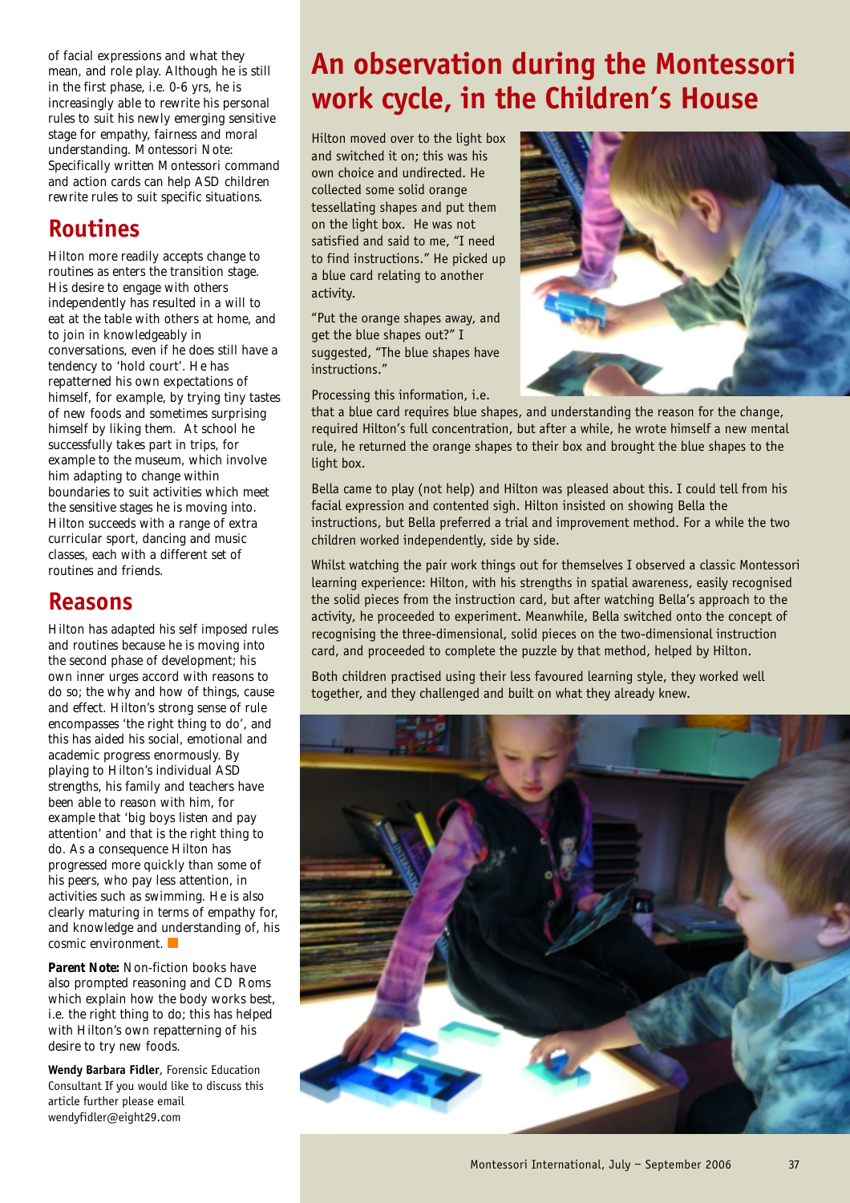of facial expressions and what they mean, and role play. Although he is still in the first phase, i.e. 0-6 yrs, he is increasingly able to rewrite his personal rules to suit his newly emerging sensitive stage for empathy, fairness and moral understanding. Montessori Note: Specifically written Montessori command and action cards can help ASD children rewrite rules to suit specific situations.

## Routines

Hilton more readily accepts change to routines as enters the transition stage. His desire to engage with others independently has resulted in a will to eat at the table with others at home, and to join in knowledgeably in conversations, even if he does still have a tendency to 'hold court'. He has repatterned his own expectations of himself, for example, by trying tiny tastes of new foods and sometimes surprising himself by liking them. At school he successfully takes part in trips, for example to the museum, which involve him adapting to change within boundaries to suit activities which meet the sensitive stages he is moving into. Hilton succeeds with a range of extra curricular sport, dancing and music classes, each with a different set of routines and friends.

## Reasons

Hilton has adapted his self imposed rules and routines because he is moving into the second phase of development; his own inner urges accord with reasons to do so; the why and how of things, cause and effect. Hilton's strong sense of rule encompasses 'the right thing to do', and this has aided his social, emotional and academic progress enormously. By playing to Hilton's individual ASD strengths, his family and teachers have been able to reason with him, for example that 'big boys listen and pay attention' and that is the right thing to do. As a consequence Hilton has progressed more quickly than some of his peers, who pay less attention, in activities such as swimming. He is also clearly maturing in terms of empathy for, and knowledge and understanding of, his cosmic environment. ■

**Parent Note:** Non-fiction books have also prompted reasoning and CD Roms which explain how the body works best, i.e. the right thing to do; this has helped with Hilton's own repatterning of his desire to try new foods.

**Wendy Barbara Fidler**, Forensic Education Consultant If you would like to discuss this article further please email wendyfidler@eight29.com

# An observation during the Montessori work cycle, in the Children's House

Hilton moved over to the light box and switched it on; this was his own choice and undirected. He collected some solid orange tessellating shapes and put them on the light box. He was not satisfied and said to me, "I need to find instructions." He picked up a blue card relating to another activity.

"Put the orange shapes away, and get the blue shapes out?" I suggested, "The blue shapes have instructions."

Processing this information, i.e. that a blue card requires blue shapes, and understanding the reason for the change, required Hilton's full concentration, but after a while, he wrote himself a new mental rule, he returned the orange shapes to their box and brought the blue shapes to the light box.

Bella came to play (not help) and Hilton was pleased about this. I could tell from his facial expression and contented sigh. Hilton insisted on showing Bella the instructions, but Bella preferred a trial and improvement method. For a while the two children worked independently, side by side.

Whilst watching the pair work things out for themselves I observed a classic Montessori learning experience: Hilton, with his strengths in spatial awareness, easily recognised the solid pieces from the instruction card, but after watching Bella's approach to the activity, he proceeded to experiment. Meanwhile, Bella switched onto the concept of recognising the three-dimensional, solid pieces on the two-dimensional instruction card, and proceeded to complete the puzzle by that method, helped by Hilton.

Both children practised using their less favoured learning style, they worked well together, and they challenged and built on what they already knew.